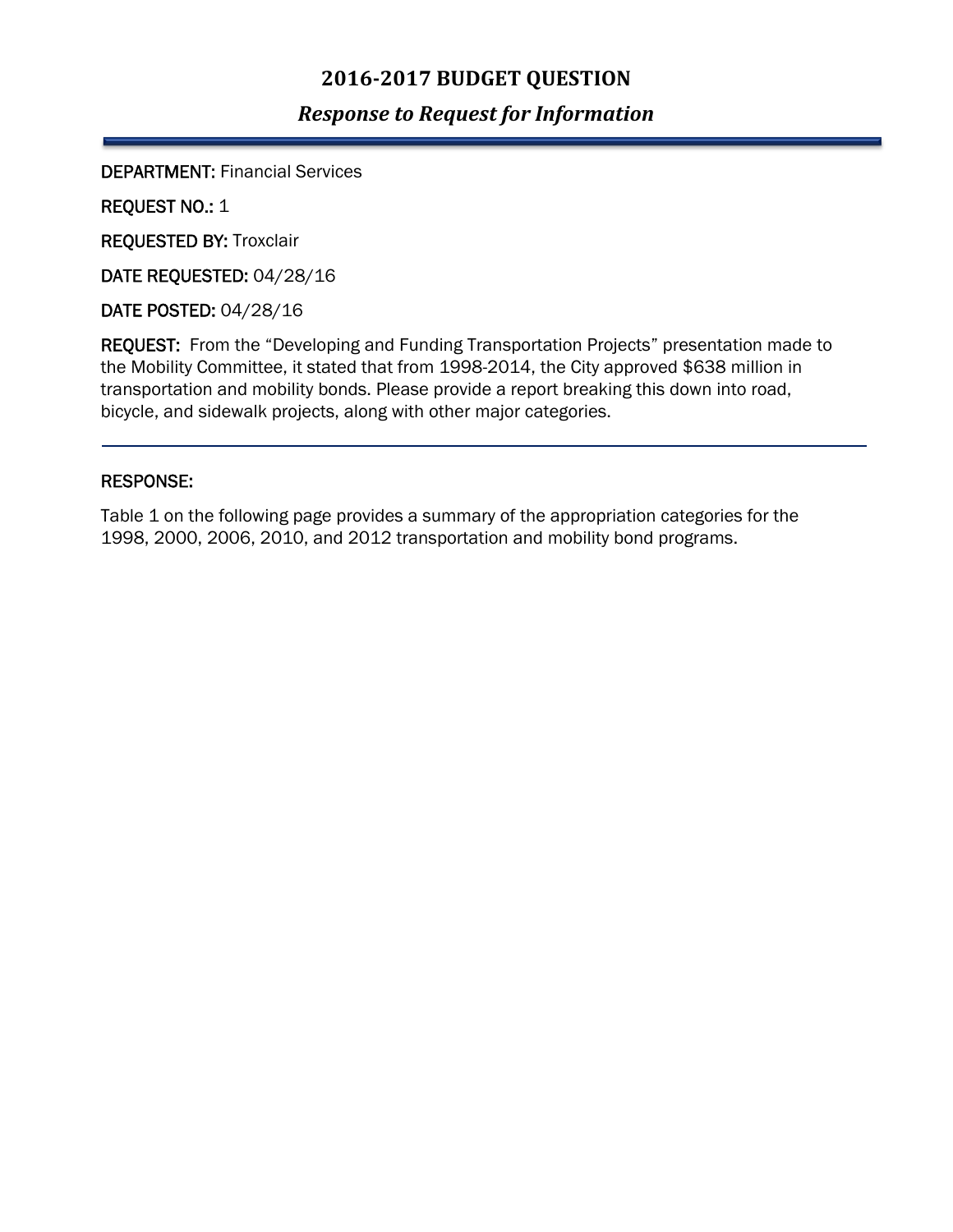# 2016-2017 BUDGET QUESTION

## *Response to Request for Information*

**DEPARTMENT:** Financial Services

**REQUEST NO.:** 1

**REQUESTED BY:** Troxclair

**DATE REQUESTED:** 04/28/16

**DATE POSTED:** 04/28/16

**REQUEST:** From the "Developing and Funding Transportation Projects" presentation made to the Mobility Committee, it stated that from 1998-2014, the City approved $638 million in transportation and mobility bonds. Please provide a report breaking this down into road, bicycle, and sidewalk projects, along with other major categories.

---

**RESPONSE:**

Table 1 on the following page provides a summary of the appropriation categories for the 1998, 2000, 2006, 2010, and 2012 transportation and mobility bond programs.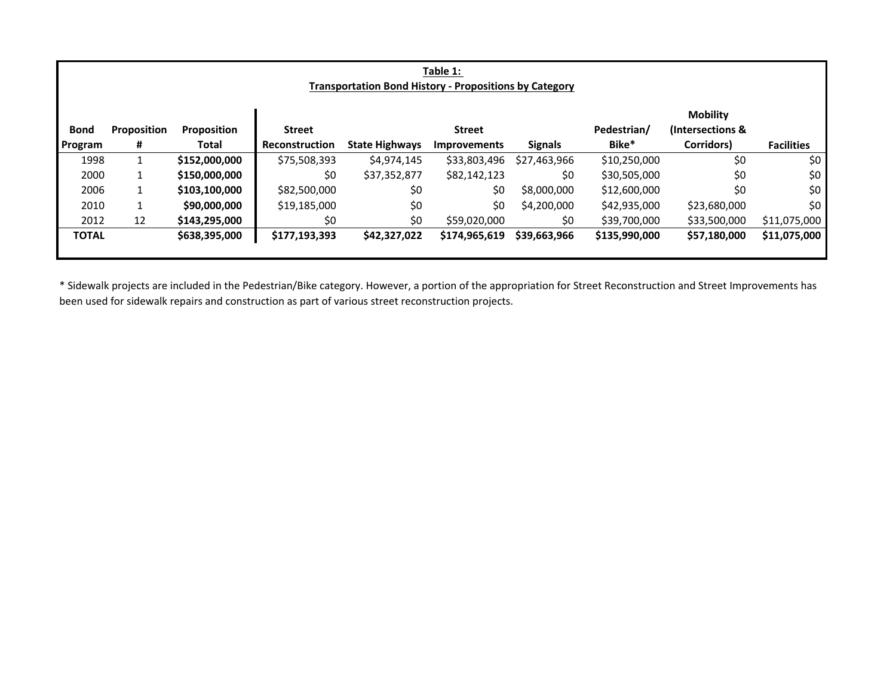**Table 1:**
**Transportation Bond History - Propositions by Category**

| Bond Program | Proposition # | Proposition Total | Street Reconstruction | State Highways | Street Improvements | Signals | Pedestrian/ Bike* | Mobility (Intersections & Corridors) | Facilities |
|---|---|---|---|---|---|---|---|---|---|
| 1998 | 1 | **$152,000,000** | $75,508,393 | $4,974,145 | $33,803,496 | $27,463,966 | $10,250,000 | $0 | $0 |
| 2000 | 1 | **$150,000,000** | $0 | $37,352,877 | $82,142,123 | $0 | $30,505,000 | $0 | $0 |
| 2006 | 1 | **$103,100,000** | $82,500,000 | $0 | $0 | $8,000,000 | $12,600,000 | $0 | $0 |
| 2010 | 1 | **$90,000,000** | $19,185,000 | $0 | $0 | $4,200,000 | $42,935,000 | $23,680,000 | $0 |
| 2012 | 12 | **$143,295,000** | $0 | $0 | $59,020,000 | $0 | $39,700,000 | $33,500,000 | $11,075,000 |
| **TOTAL** | | **$638,395,000** | **$177,193,393** | **$42,327,022** | **$174,965,619** | **$39,663,966** | **$135,990,000** | **$57,180,000** | **$11,075,000** |

* Sidewalk projects are included in the Pedestrian/Bike category. However, a portion of the appropriation for Street Reconstruction and Street Improvements has been used for sidewalk repairs and construction as part of various street reconstruction projects.